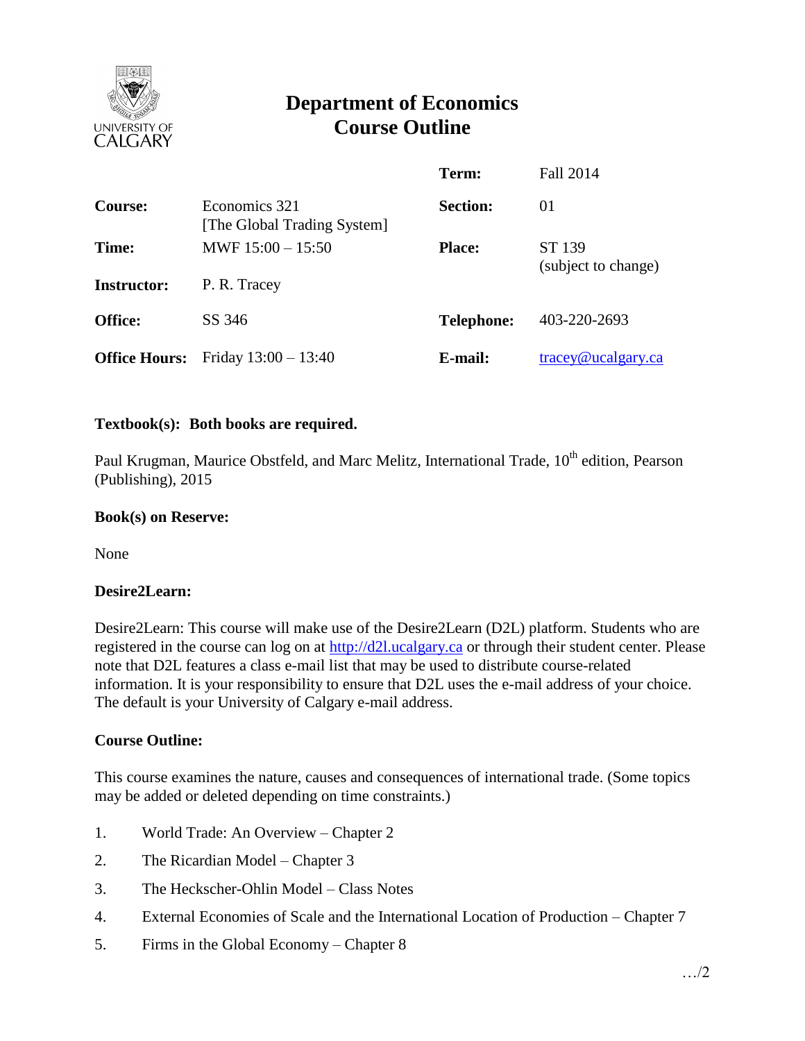# Department of Economics
# Course Outline

| | | | |
|---|---|---|---|
| | | **Term:** | Fall 2014 |
| **Course:** | Economics 321 [The Global Trading System] | **Section:** | 01 |
| **Time:** | MWF 15:00 – 15:50 | **Place:** | ST 139 (subject to change) |
| **Instructor:** | P. R. Tracey | | |
| **Office:** | SS 346 | **Telephone:** | 403-220-2693 |
| **Office Hours:** | Friday 13:00 – 13:40 | **E-mail:** | tracey@ucalgary.ca |

**Textbook(s): Both books are required.**

Paul Krugman, Maurice Obstfeld, and Marc Melitz, International Trade, 10th edition, Pearson (Publishing), 2015

**Book(s) on Reserve:**

None

**Desire2Learn:**

Desire2Learn: This course will make use of the Desire2Learn (D2L) platform. Students who are registered in the course can log on at http://d2l.ucalgary.ca or through their student center. Please note that D2L features a class e-mail list that may be used to distribute course-related information. It is your responsibility to ensure that D2L uses the e-mail address of your choice. The default is your University of Calgary e-mail address.

**Course Outline:**

This course examines the nature, causes and consequences of international trade. (Some topics may be added or deleted depending on time constraints.)

1. World Trade: An Overview – Chapter 2
2. The Ricardian Model – Chapter 3
3. The Heckscher-Ohlin Model – Class Notes
4. External Economies of Scale and the International Location of Production – Chapter 7
5. Firms in the Global Economy – Chapter 8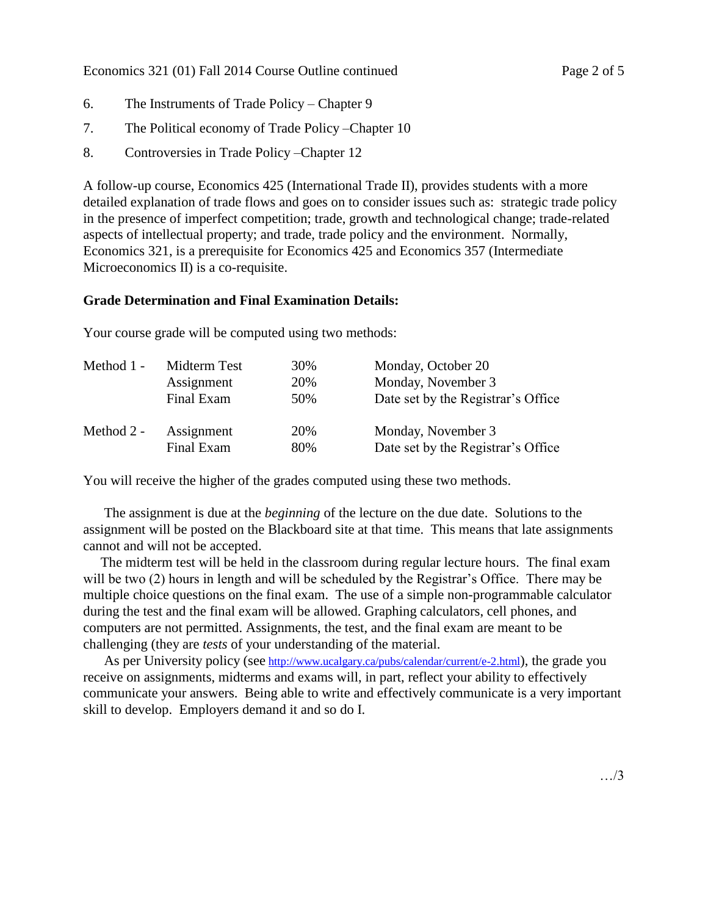6. The Instruments of Trade Policy – Chapter 9
7. The Political economy of Trade Policy –Chapter 10
8. Controversies in Trade Policy –Chapter 12

A follow-up course, Economics 425 (International Trade II), provides students with a more detailed explanation of trade flows and goes on to consider issues such as: strategic trade policy in the presence of imperfect competition; trade, growth and technological change; trade-related aspects of intellectual property; and trade, trade policy and the environment. Normally, Economics 321, is a prerequisite for Economics 425 and Economics 357 (Intermediate Microeconomics II) is a co-requisite.

**Grade Determination and Final Examination Details:**

Your course grade will be computed using two methods:

| | | | |
|---|---|---|---|
| Method 1 - | Midterm Test | 30% | Monday, October 20 |
| | Assignment | 20% | Monday, November 3 |
| | Final Exam | 50% | Date set by the Registrar's Office |
| Method 2 - | Assignment | 20% | Monday, November 3 |
| | Final Exam | 80% | Date set by the Registrar's Office |

You will receive the higher of the grades computed using these two methods.

The assignment is due at the *beginning* of the lecture on the due date. Solutions to the assignment will be posted on the Blackboard site at that time. This means that late assignments cannot and will not be accepted.

The midterm test will be held in the classroom during regular lecture hours. The final exam will be two (2) hours in length and will be scheduled by the Registrar's Office. There may be multiple choice questions on the final exam. The use of a simple non-programmable calculator during the test and the final exam will be allowed. Graphing calculators, cell phones, and computers are not permitted. Assignments, the test, and the final exam are meant to be challenging (they are *tests* of your understanding of the material.

As per University policy (see http://www.ucalgary.ca/pubs/calendar/current/e-2.html), the grade you receive on assignments, midterms and exams will, in part, reflect your ability to effectively communicate your answers. Being able to write and effectively communicate is a very important skill to develop. Employers demand it and so do I.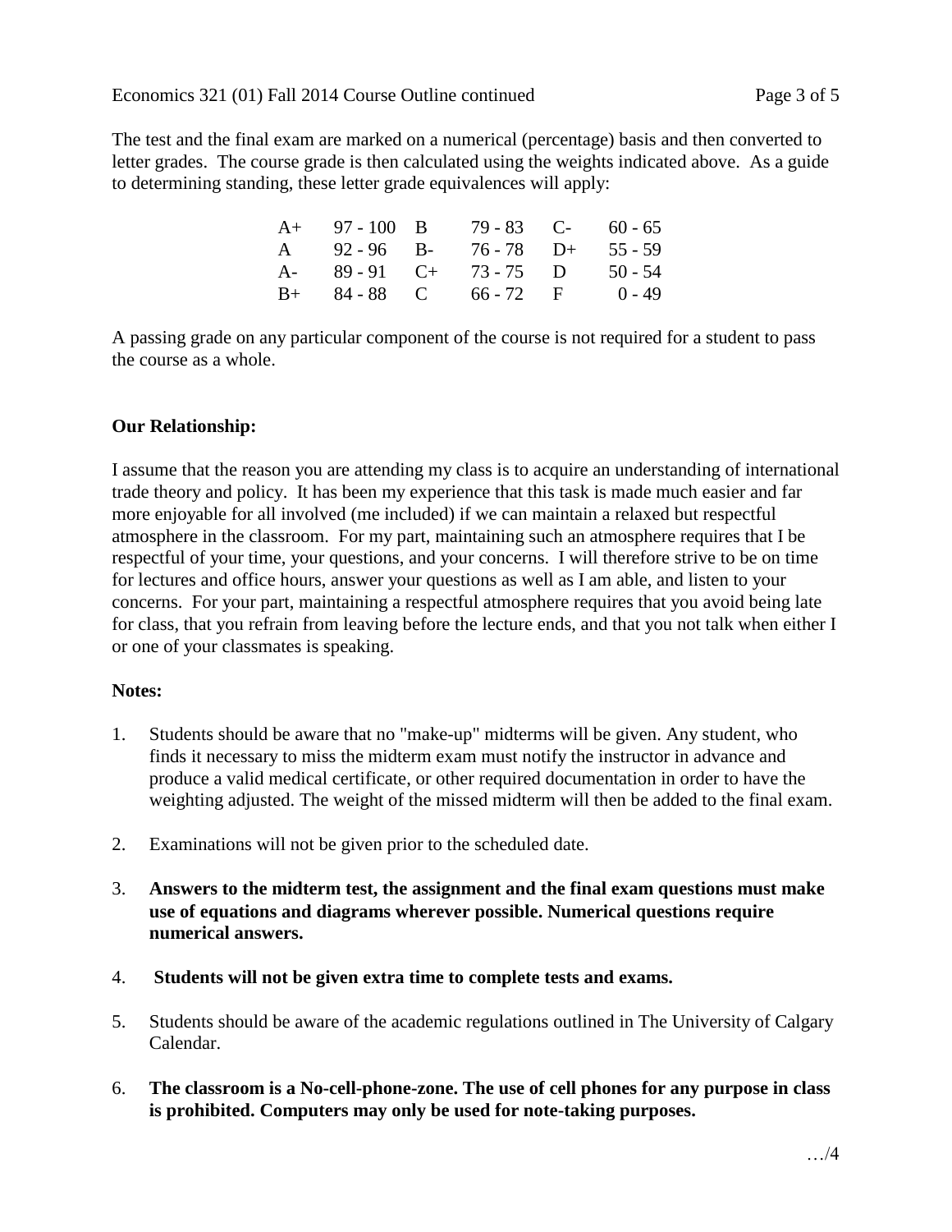The test and the final exam are marked on a numerical (percentage) basis and then converted to letter grades. The course grade is then calculated using the weights indicated above. As a guide to determining standing, these letter grade equivalences will apply:

| | | | | | |
|---|---|---|---|---|---|
| A+ | 97 - 100 | B | 79 - 83 | C- | 60 - 65 |
| A | 92 - 96 | B- | 76 - 78 | D+ | 55 - 59 |
| A- | 89 - 91 | C+ | 73 - 75 | D | 50 - 54 |
| B+ | 84 - 88 | C | 66 - 72 | F | 0 - 49 |

A passing grade on any particular component of the course is not required for a student to pass the course as a whole.

**Our Relationship:**

I assume that the reason you are attending my class is to acquire an understanding of international trade theory and policy. It has been my experience that this task is made much easier and far more enjoyable for all involved (me included) if we can maintain a relaxed but respectful atmosphere in the classroom. For my part, maintaining such an atmosphere requires that I be respectful of your time, your questions, and your concerns. I will therefore strive to be on time for lectures and office hours, answer your questions as well as I am able, and listen to your concerns. For your part, maintaining a respectful atmosphere requires that you avoid being late for class, that you refrain from leaving before the lecture ends, and that you not talk when either I or one of your classmates is speaking.

**Notes:**

1. Students should be aware that no "make-up" midterms will be given. Any student, who finds it necessary to miss the midterm exam must notify the instructor in advance and produce a valid medical certificate, or other required documentation in order to have the weighting adjusted. The weight of the missed midterm will then be added to the final exam.

2. Examinations will not be given prior to the scheduled date.

3. **Answers to the midterm test, the assignment and the final exam questions must make use of equations and diagrams wherever possible. Numerical questions require numerical answers.**

4. **Students will not be given extra time to complete tests and exams.**

5. Students should be aware of the academic regulations outlined in The University of Calgary Calendar.

6. **The classroom is a No-cell-phone-zone. The use of cell phones for any purpose in class is prohibited. Computers may only be used for note-taking purposes.**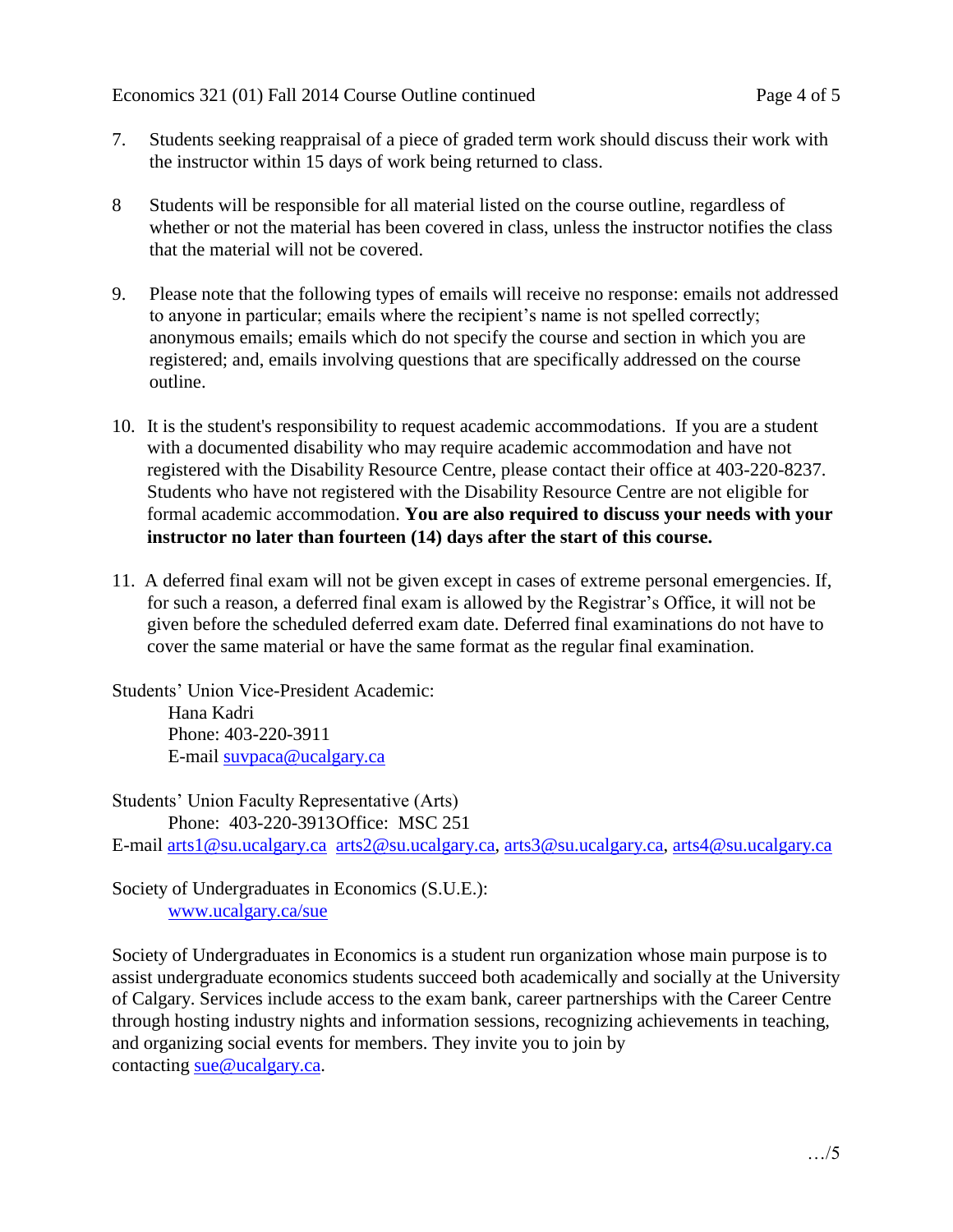7. Students seeking reappraisal of a piece of graded term work should discuss their work with the instructor within 15 days of work being returned to class.

8 Students will be responsible for all material listed on the course outline, regardless of whether or not the material has been covered in class, unless the instructor notifies the class that the material will not be covered.

9. Please note that the following types of emails will receive no response: emails not addressed to anyone in particular; emails where the recipient's name is not spelled correctly; anonymous emails; emails which do not specify the course and section in which you are registered; and, emails involving questions that are specifically addressed on the course outline.

10. It is the student's responsibility to request academic accommodations. If you are a student with a documented disability who may require academic accommodation and have not registered with the Disability Resource Centre, please contact their office at 403-220-8237. Students who have not registered with the Disability Resource Centre are not eligible for formal academic accommodation. **You are also required to discuss your needs with your instructor no later than fourteen (14) days after the start of this course.**

11. A deferred final exam will not be given except in cases of extreme personal emergencies. If, for such a reason, a deferred final exam is allowed by the Registrar's Office, it will not be given before the scheduled deferred exam date. Deferred final examinations do not have to cover the same material or have the same format as the regular final examination.

Students' Union Vice-President Academic:
Hana Kadri
Phone: 403-220-3911
E-mail suvpaca@ucalgary.ca

Students' Union Faculty Representative (Arts)
Phone: 403-220-3913 Office: MSC 251
E-mail arts1@su.ucalgary.ca arts2@su.ucalgary.ca, arts3@su.ucalgary.ca, arts4@su.ucalgary.ca

Society of Undergraduates in Economics (S.U.E.):
www.ucalgary.ca/sue

Society of Undergraduates in Economics is a student run organization whose main purpose is to assist undergraduate economics students succeed both academically and socially at the University of Calgary. Services include access to the exam bank, career partnerships with the Career Centre through hosting industry nights and information sessions, recognizing achievements in teaching, and organizing social events for members. They invite you to join by contacting sue@ucalgary.ca.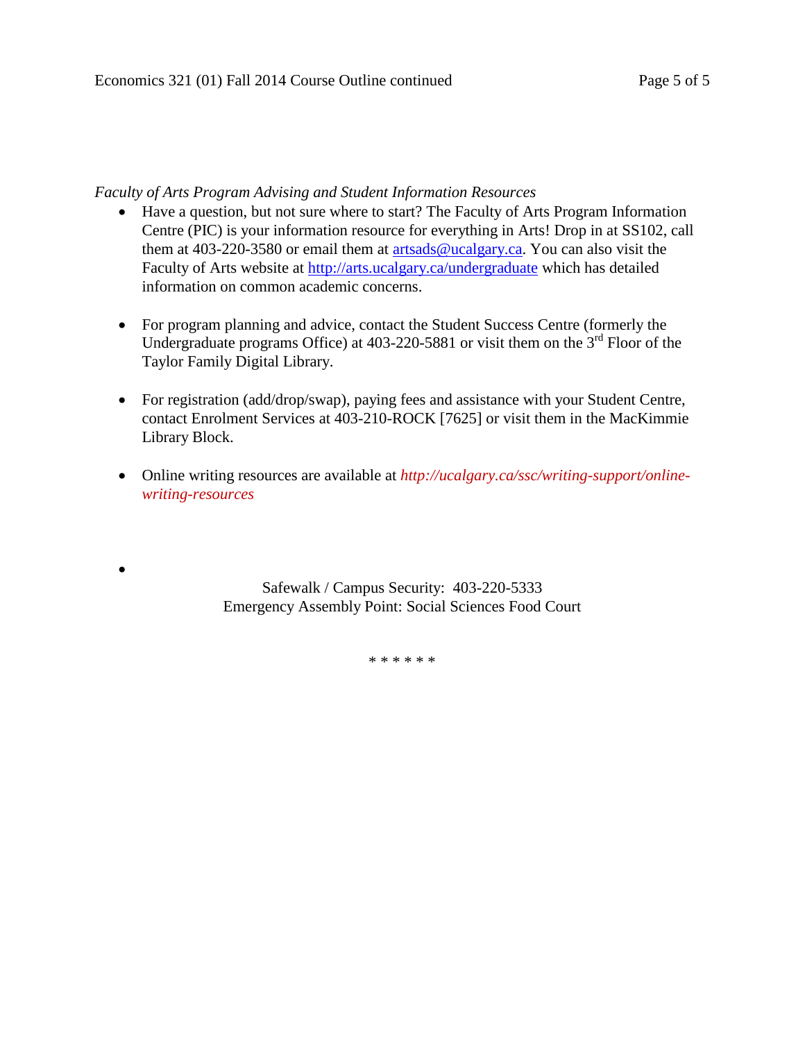*Faculty of Arts Program Advising and Student Information Resources*

- Have a question, but not sure where to start? The Faculty of Arts Program Information Centre (PIC) is your information resource for everything in Arts! Drop in at SS102, call them at 403-220-3580 or email them at [artsads@ucalgary.ca](mailto:artsads@ucalgary.ca). You can also visit the Faculty of Arts website at [http://arts.ucalgary.ca/undergraduate](http://arts.ucalgary.ca/undergraduate) which has detailed information on common academic concerns.

- For program planning and advice, contact the Student Success Centre (formerly the Undergraduate programs Office) at 403-220-5881 or visit them on the 3rd Floor of the Taylor Family Digital Library.

- For registration (add/drop/swap), paying fees and assistance with your Student Centre, contact Enrolment Services at 403-210-ROCK [7625] or visit them in the MacKimmie Library Block.

- Online writing resources are available at *http://ucalgary.ca/ssc/writing-support/online-writing-resources*

-

Safewalk / Campus Security: 403-220-5333
Emergency Assembly Point: Social Sciences Food Court

* * * * * *